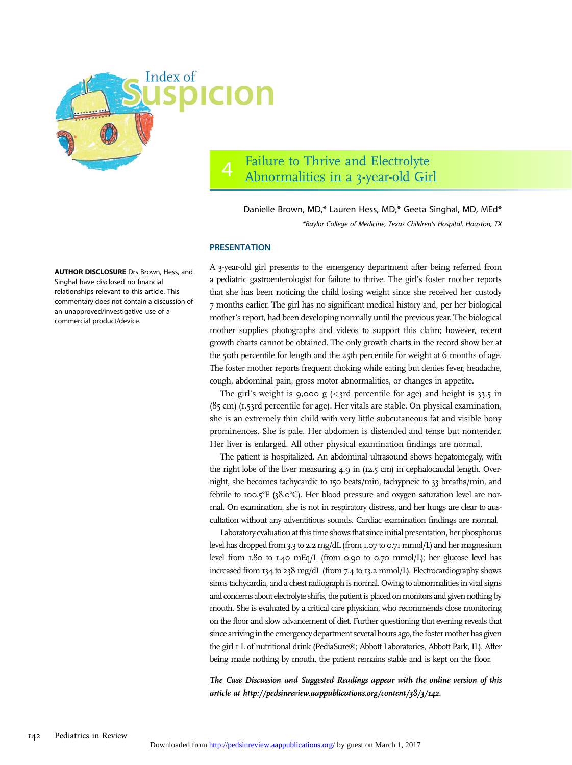# Index of Suspicion

## 4 Failure to Thrive and Electrolyte Abnormalities in a 3-year-old Girl

Danielle Brown, MD,* Lauren Hess, MD,* Geeta Singhal, MD, MEd*

*Baylor College of Medicine, Texas Children's Hospital. Houston, TX

**AUTHOR DISCLOSURE** Drs Brown, Hess, and Singhal have disclosed no financial relationships relevant to this article. This commentary does not contain a discussion of an unapproved/investigative use of a commercial product/device.

### PRESENTATION

A 3-year-old girl presents to the emergency department after being referred from a pediatric gastroenterologist for failure to thrive. The girl's foster mother reports that she has been noticing the child losing weight since she received her custody 7 months earlier. The girl has no significant medical history and, per her biological mother's report, had been developing normally until the previous year. The biological mother supplies photographs and videos to support this claim; however, recent growth charts cannot be obtained. The only growth charts in the record show her at the 50th percentile for length and the 25th percentile for weight at 6 months of age. The foster mother reports frequent choking while eating but denies fever, headache, cough, abdominal pain, gross motor abnormalities, or changes in appetite.

The girl's weight is 9,000 g (<3rd percentile for age) and height is 33.5 in (85 cm) (1.53rd percentile for age). Her vitals are stable. On physical examination, she is an extremely thin child with very little subcutaneous fat and visible bony prominences. She is pale. Her abdomen is distended and tense but nontender. Her liver is enlarged. All other physical examination findings are normal.

The patient is hospitalized. An abdominal ultrasound shows hepatomegaly, with the right lobe of the liver measuring 4.9 in (12.5 cm) in cephalocaudal length. Overnight, she becomes tachycardic to 150 beats/min, tachypneic to 33 breaths/min, and febrile to 100.5°F (38.0°C). Her blood pressure and oxygen saturation level are normal. On examination, she is not in respiratory distress, and her lungs are clear to auscultation without any adventitious sounds. Cardiac examination findings are normal.

Laboratory evaluation at this time shows that since initial presentation, her phosphorus level has dropped from 3.3 to 2.2 mg/dL (from 1.07 to 0.71 mmol/L) and her magnesium level from 1.80 to 1.40 mEq/L (from 0.90 to 0.70 mmol/L); her glucose level has increased from 134 to 238 mg/dL (from 7.4 to 13.2 mmol/L). Electrocardiography shows sinus tachycardia, and a chest radiograph is normal. Owing to abnormalities in vital signs and concerns about electrolyte shifts, the patient is placed on monitors and given nothing by mouth. She is evaluated by a critical care physician, who recommends close monitoring on the floor and slow advancement of diet. Further questioning that evening reveals that since arriving in the emergency department several hours ago, the foster mother has given the girl 1 L of nutritional drink (PediaSure®; Abbott Laboratories, Abbott Park, IL). After being made nothing by mouth, the patient remains stable and is kept on the floor.

***The Case Discussion and Suggested Readings appear with the online version of this article at http://pedsinreview.aappublications.org/content/38/3/142.***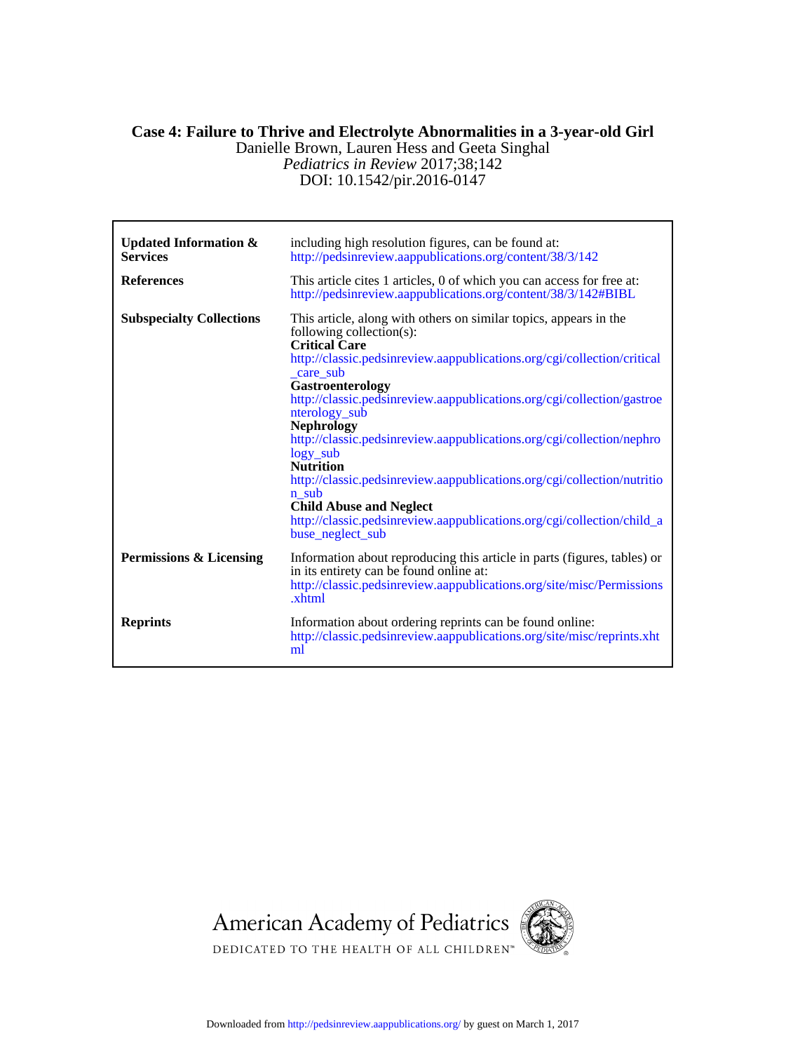# Case 4: Failure to Thrive and Electrolyte Abnormalities in a 3-year-old Girl

Danielle Brown, Lauren Hess and Geeta Singhal

*Pediatrics in Review* 2017;38;142

DOI: 10.1542/pir.2016-0147

| | |
|---|---|
| **Updated Information & Services** | including high resolution figures, can be found at: http://pedsinreview.aappublications.org/content/38/3/142 |
| **References** | This article cites 1 articles, 0 of which you can access for free at: http://pedsinreview.aappublications.org/content/38/3/142#BIBL |
| **Subspecialty Collections** | This article, along with others on similar topics, appears in the following collection(s): **Critical Care** http://classic.pedsinreview.aappublications.org/cgi/collection/critical_care_sub **Gastroenterology** http://classic.pedsinreview.aappublications.org/cgi/collection/gastroenterology_sub **Nephrology** http://classic.pedsinreview.aappublications.org/cgi/collection/nephrology_sub **Nutrition** http://classic.pedsinreview.aappublications.org/cgi/collection/nutrition_sub **Child Abuse and Neglect** http://classic.pedsinreview.aappublications.org/cgi/collection/child_abuse_neglect_sub |
| **Permissions & Licensing** | Information about reproducing this article in parts (figures, tables) or in its entirety can be found online at: http://classic.pedsinreview.aappublications.org/site/misc/Permissions.xhtml |
| **Reprints** | Information about ordering reprints can be found online: http://classic.pedsinreview.aappublications.org/site/misc/reprints.xhtml |

American Academy of Pediatrics

DEDICATED TO THE HEALTH OF ALL CHILDREN™

Downloaded from http://pedsinreview.aappublications.org/ by guest on March 1, 2017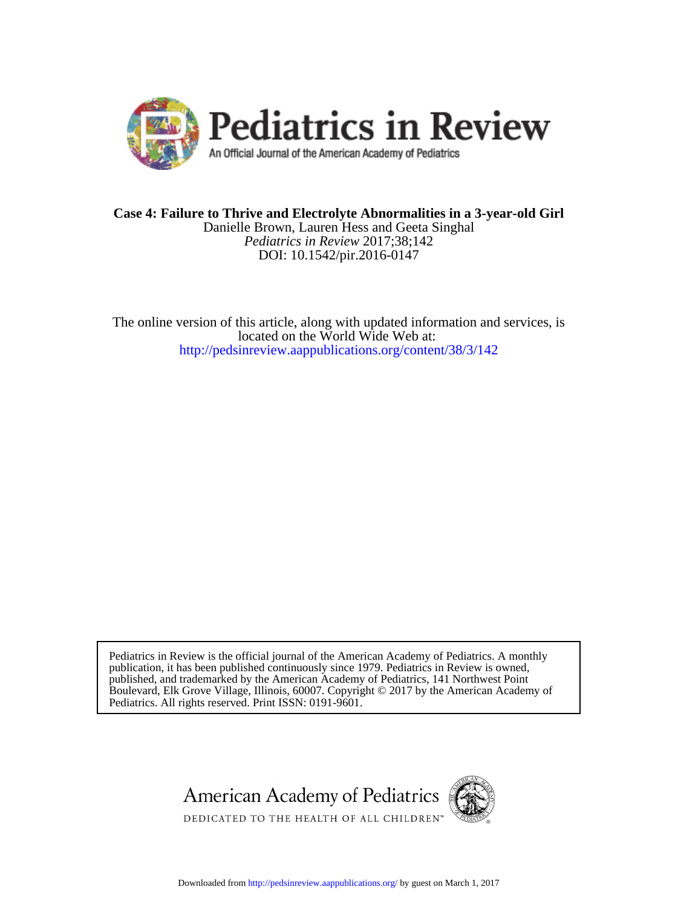# Pediatrics in Review

An Official Journal of the American Academy of Pediatrics

**Case 4: Failure to Thrive and Electrolyte Abnormalities in a 3-year-old Girl**

Danielle Brown, Lauren Hess and Geeta Singhal

*Pediatrics in Review* 2017;38;142

DOI: 10.1542/pir.2016-0147

The online version of this article, along with updated information and services, is located on the World Wide Web at:

http://pedsinreview.aappublications.org/content/38/3/142

Pediatrics in Review is the official journal of the American Academy of Pediatrics. A monthly publication, it has been published continuously since 1979. Pediatrics in Review is owned, published, and trademarked by the American Academy of Pediatrics, 141 Northwest Point Boulevard, Elk Grove Village, Illinois, 60007. Copyright © 2017 by the American Academy of Pediatrics. All rights reserved. Print ISSN: 0191-9601.

American Academy of Pediatrics

DEDICATED TO THE HEALTH OF ALL CHILDREN™